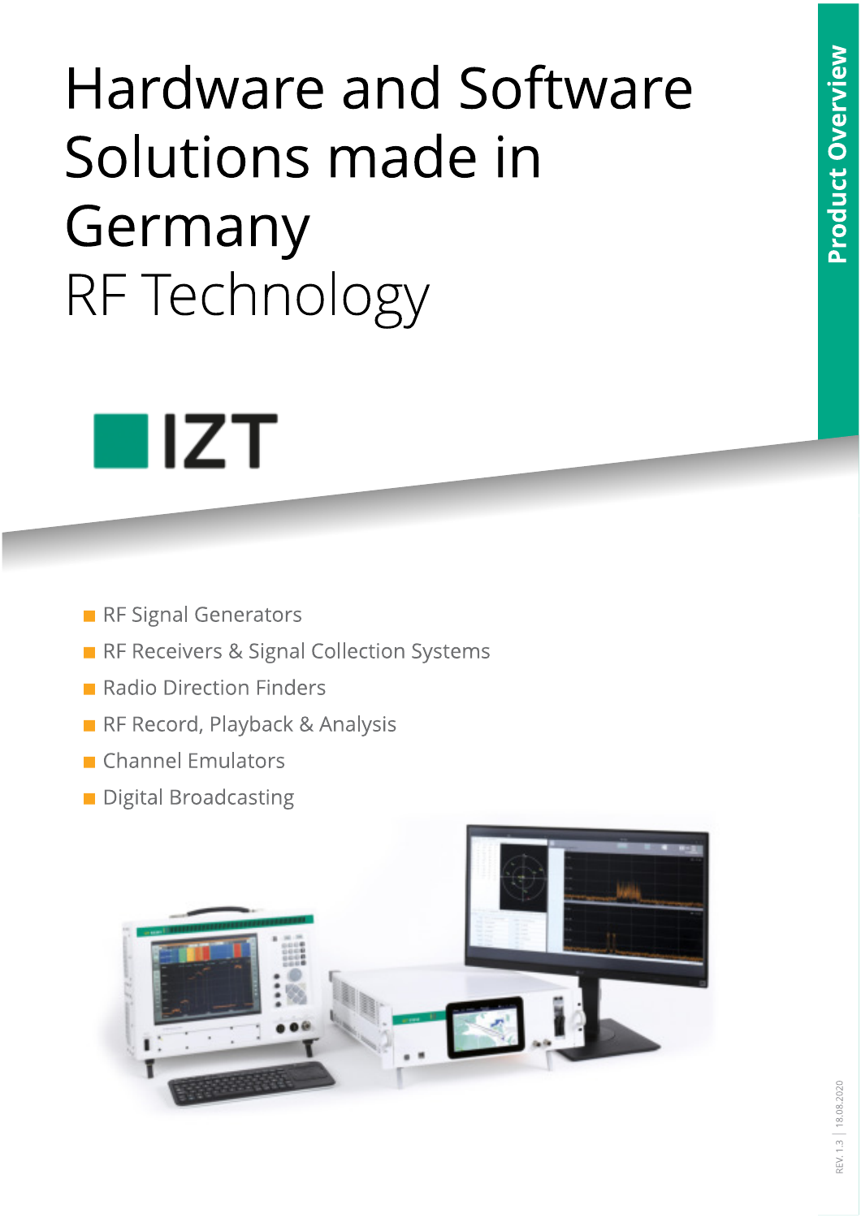# Hardware and Software Solutions made in Germany

## RF Technology

IZT

Product Overview

- RF Signal Generators
- RF Receivers & Signal Collection Systems
- Radio Direction Finders
- RF Record, Playback & Analysis
- Channel Emulators
- Digital Broadcasting

REV. 1.3 | 18.08.2020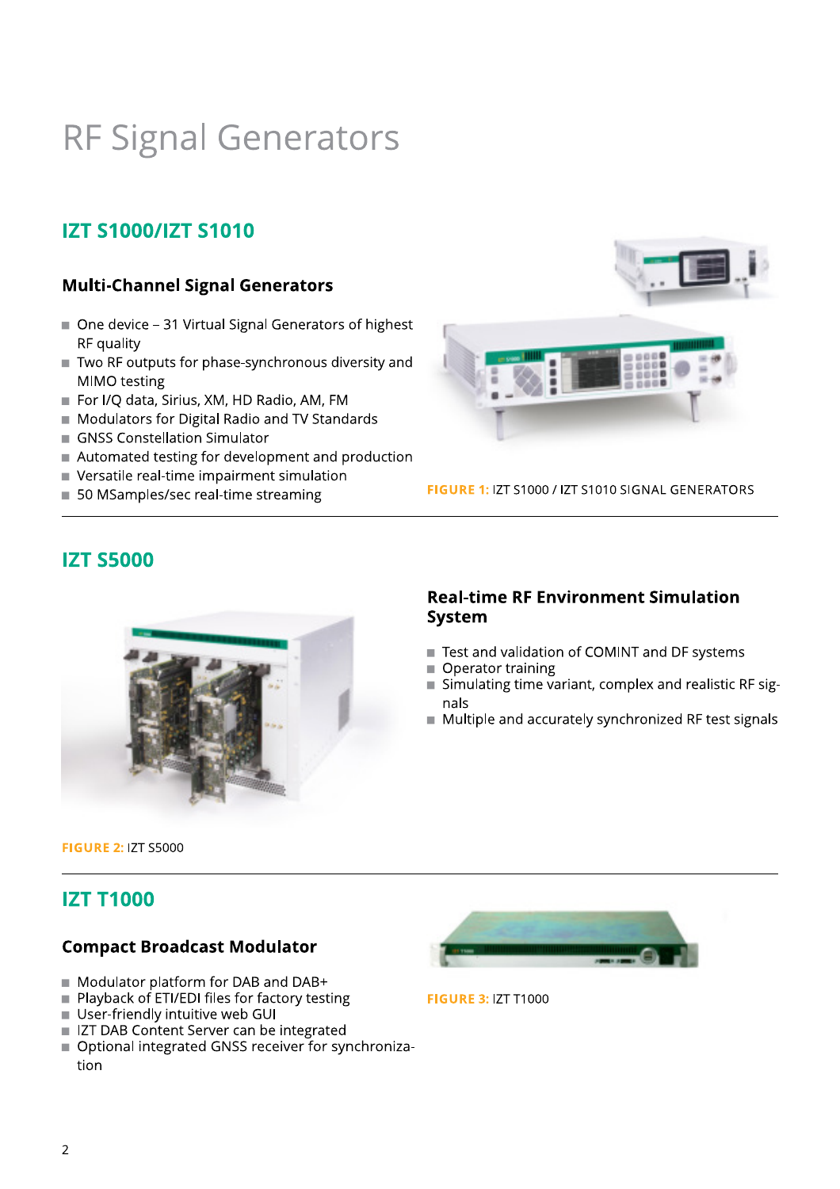# RF Signal Generators

## IZT S1000/IZT S1010

### Multi-Channel Signal Generators

- One device – 31 Virtual Signal Generators of highest RF quality
- Two RF outputs for phase-synchronous diversity and MIMO testing
- For I/Q data, Sirius, XM, HD Radio, AM, FM
- Modulators for Digital Radio and TV Standards
- GNSS Constellation Simulator
- Automated testing for development and production
- Versatile real-time impairment simulation
- 50 MSamples/sec real-time streaming

**FIGURE 1:** IZT S1000 / IZT S1010 SIGNAL GENERATORS

---

## IZT S5000

**FIGURE 2:** IZT S5000

### Real-time RF Environment Simulation System

- Test and validation of COMINT and DF systems
- Operator training
- Simulating time variant, complex and realistic RF signals
- Multiple and accurately synchronized RF test signals

---

## IZT T1000

### Compact Broadcast Modulator

- Modulator platform for DAB and DAB+
- Playback of ETI/EDI files for factory testing
- User-friendly intuitive web GUI
- IZT DAB Content Server can be integrated
- Optional integrated GNSS receiver for synchronization

**FIGURE 3:** IZT T1000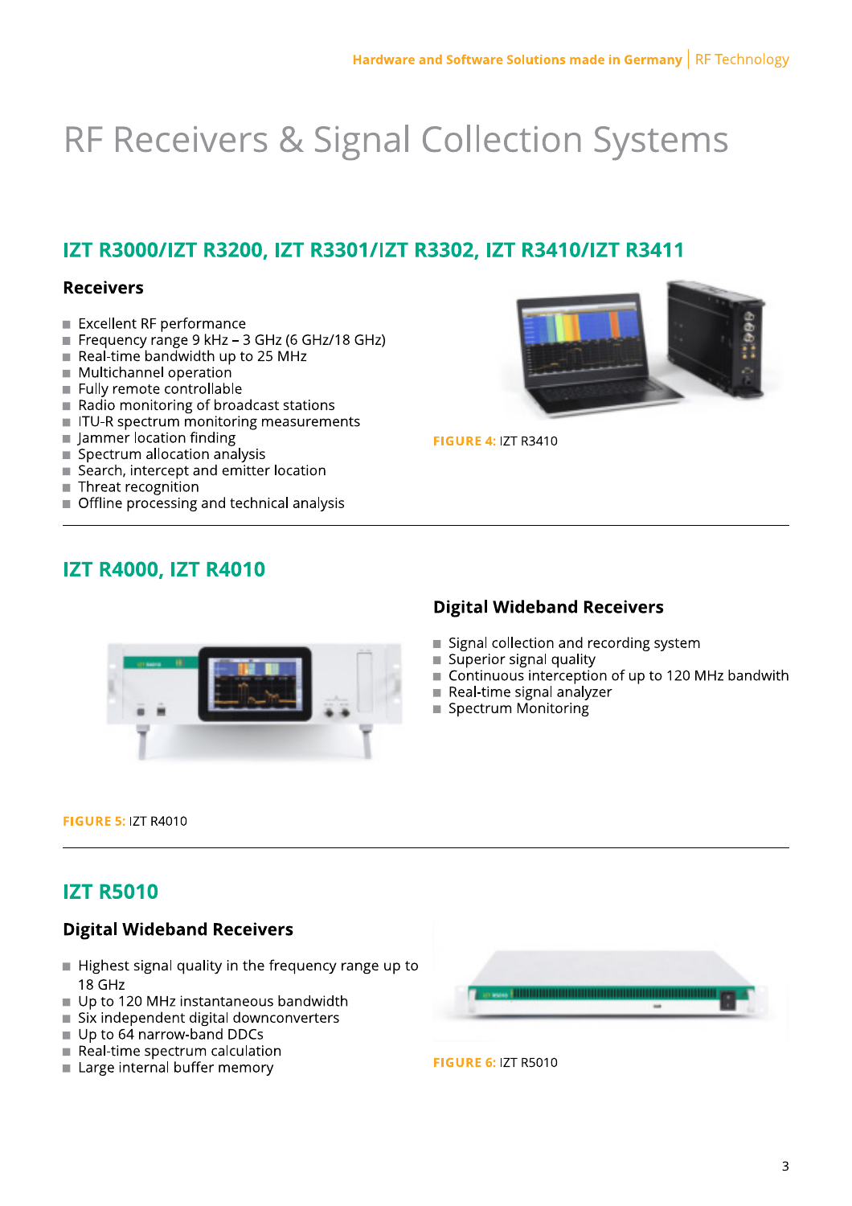# RF Receivers & Signal Collection Systems

## IZT R3000/IZT R3200, IZT R3301/IZT R3302, IZT R3410/IZT R3411

### Receivers

- Excellent RF performance
- Frequency range 9 kHz – 3 GHz (6 GHz/18 GHz)
- Real-time bandwidth up to 25 MHz
- Multichannel operation
- Fully remote controllable
- Radio monitoring of broadcast stations
- ITU-R spectrum monitoring measurements
- Jammer location finding
- Spectrum allocation analysis
- Search, intercept and emitter location
- Threat recognition
- Offline processing and technical analysis

**FIGURE 4:** IZT R3410

## IZT R4000, IZT R4010

### Digital Wideband Receivers

- Signal collection and recording system
- Superior signal quality
- Continuous interception of up to 120 MHz bandwith
- Real-time signal analyzer
- Spectrum Monitoring

**FIGURE 5:** IZT R4010

## IZT R5010

### Digital Wideband Receivers

- Highest signal quality in the frequency range up to 18 GHz
- Up to 120 MHz instantaneous bandwidth
- Six independent digital downconverters
- Up to 64 narrow-band DDCs
- Real-time spectrum calculation
- Large internal buffer memory

**FIGURE 6:** IZT R5010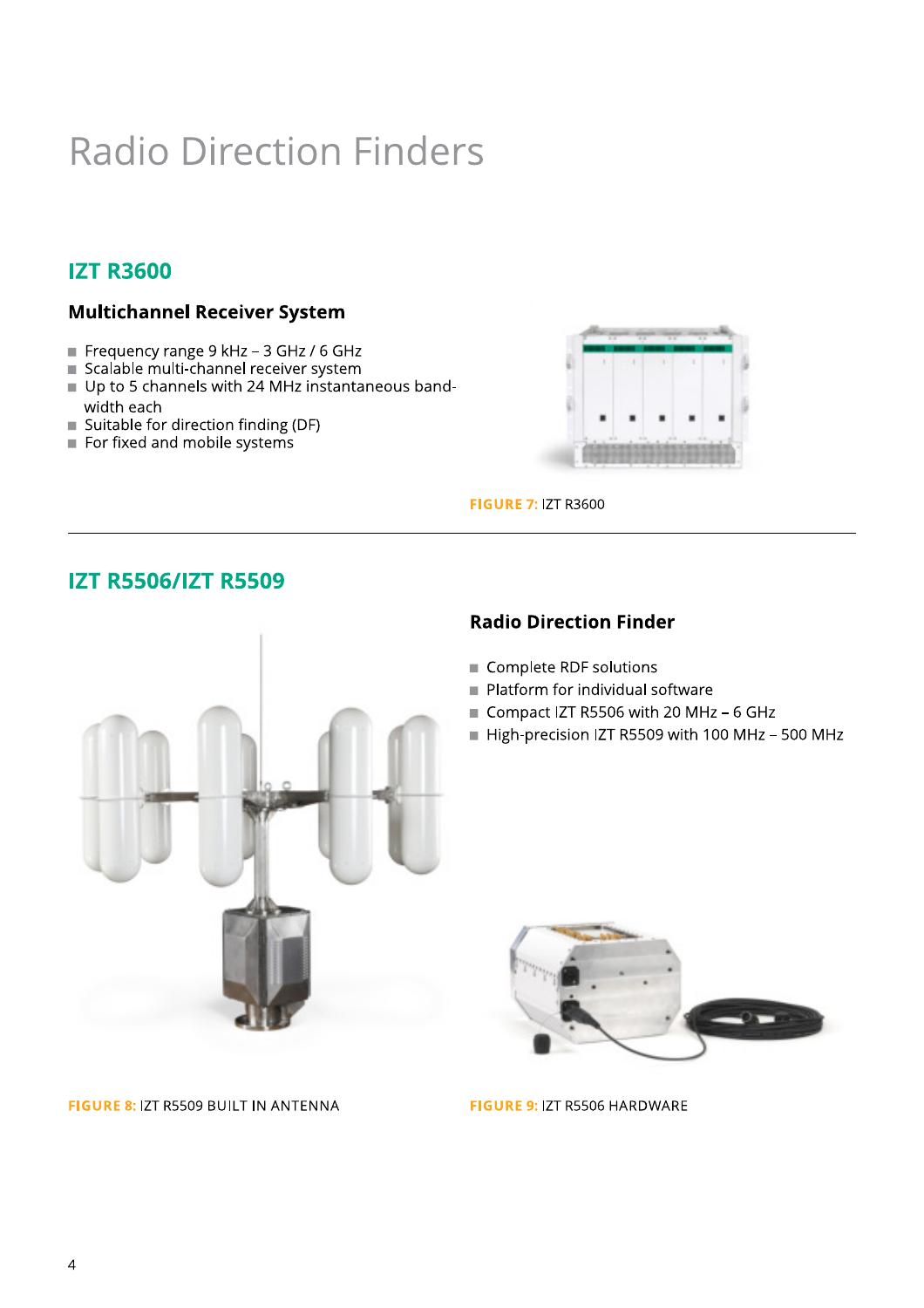# Radio Direction Finders

## IZT R3600

### Multichannel Receiver System

- Frequency range 9 kHz – 3 GHz / 6 GHz
- Scalable multi-channel receiver system
- Up to 5 channels with 24 MHz instantaneous bandwidth each
- Suitable for direction finding (DF)
- For fixed and mobile systems

FIGURE 7: IZT R3600

---

## IZT R5506/IZT R5509

### Radio Direction Finder

- Complete RDF solutions
- Platform for individual software
- Compact IZT R5506 with 20 MHz – 6 GHz
- High-precision IZT R5509 with 100 MHz – 500 MHz

FIGURE 8: IZT R5509 BUILT IN ANTENNA

FIGURE 9: IZT R5506 HARDWARE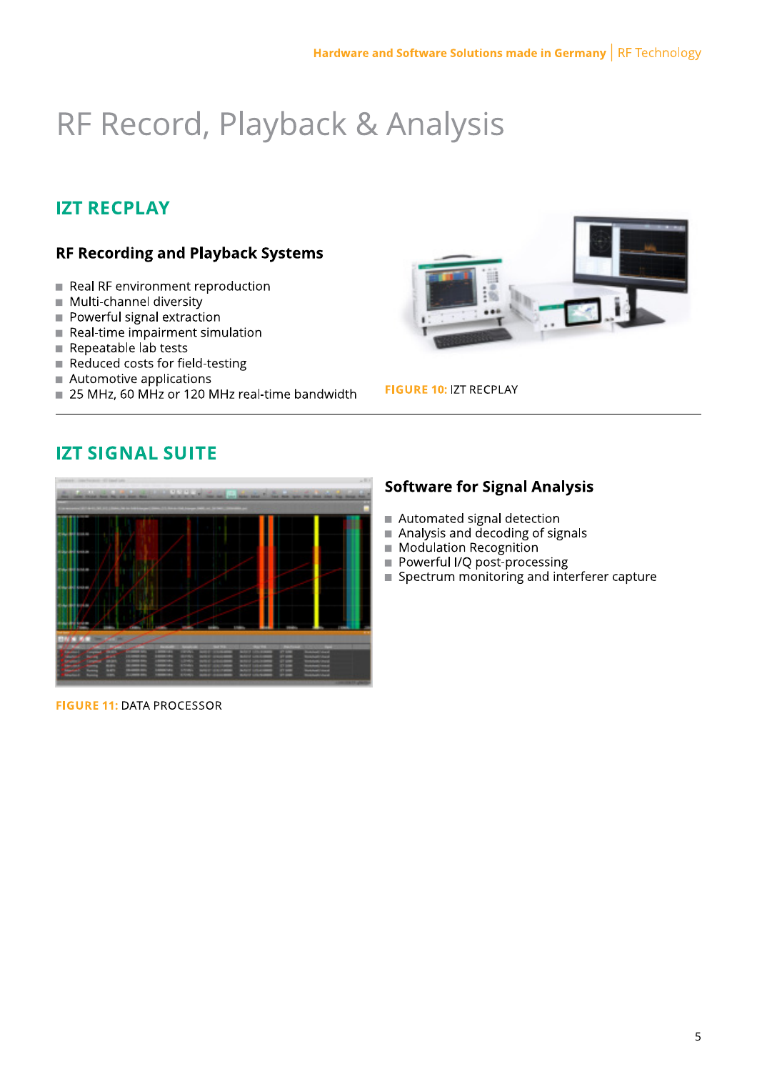# RF Record, Playback & Analysis

## IZT RECPLAY

### RF Recording and Playback Systems

- Real RF environment reproduction
- Multi-channel diversity
- Powerful signal extraction
- Real-time impairment simulation
- Repeatable lab tests
- Reduced costs for field-testing
- Automotive applications
- 25 MHz, 60 MHz or 120 MHz real-time bandwidth

**FIGURE 10:** IZT RECPLAY

---

## IZT SIGNAL SUITE

### Software for Signal Analysis

- Automated signal detection
- Analysis and decoding of signals
- Modulation Recognition
- Powerful I/Q post-processing
- Spectrum monitoring and interferer capture

**FIGURE 11:** DATA PROCESSOR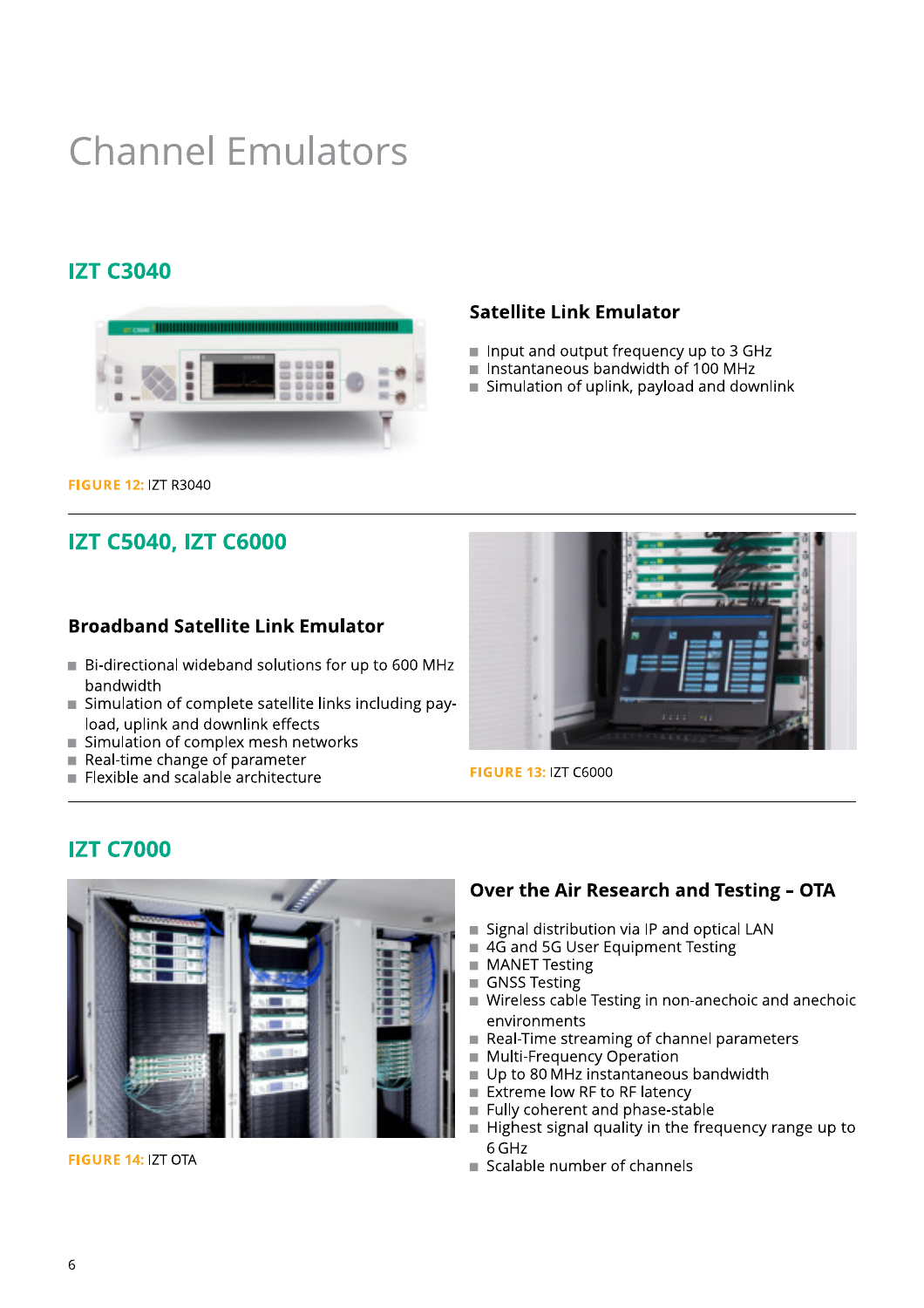# Channel Emulators

## IZT C3040

### Satellite Link Emulator

- Input and output frequency up to 3 GHz
- Instantaneous bandwidth of 100 MHz
- Simulation of uplink, payload and downlink

**FIGURE 12:** IZT R3040

## IZT C5040, IZT C6000

### Broadband Satellite Link Emulator

- Bi-directional wideband solutions for up to 600 MHz bandwidth
- Simulation of complete satellite links including payload, uplink and downlink effects
- Simulation of complex mesh networks
- Real-time change of parameter
- Flexible and scalable architecture

**FIGURE 13:** IZT C6000

## IZT C7000

### Over the Air Research and Testing – OTA

- Signal distribution via IP and optical LAN
- 4G and 5G User Equipment Testing
- MANET Testing
- GNSS Testing
- Wireless cable Testing in non-anechoic and anechoic environments
- Real-Time streaming of channel parameters
- Multi-Frequency Operation
- Up to 80 MHz instantaneous bandwidth
- Extreme low RF to RF latency
- Fully coherent and phase-stable
- Highest signal quality in the frequency range up to 6 GHz
- Scalable number of channels

**FIGURE 14:** IZT OTA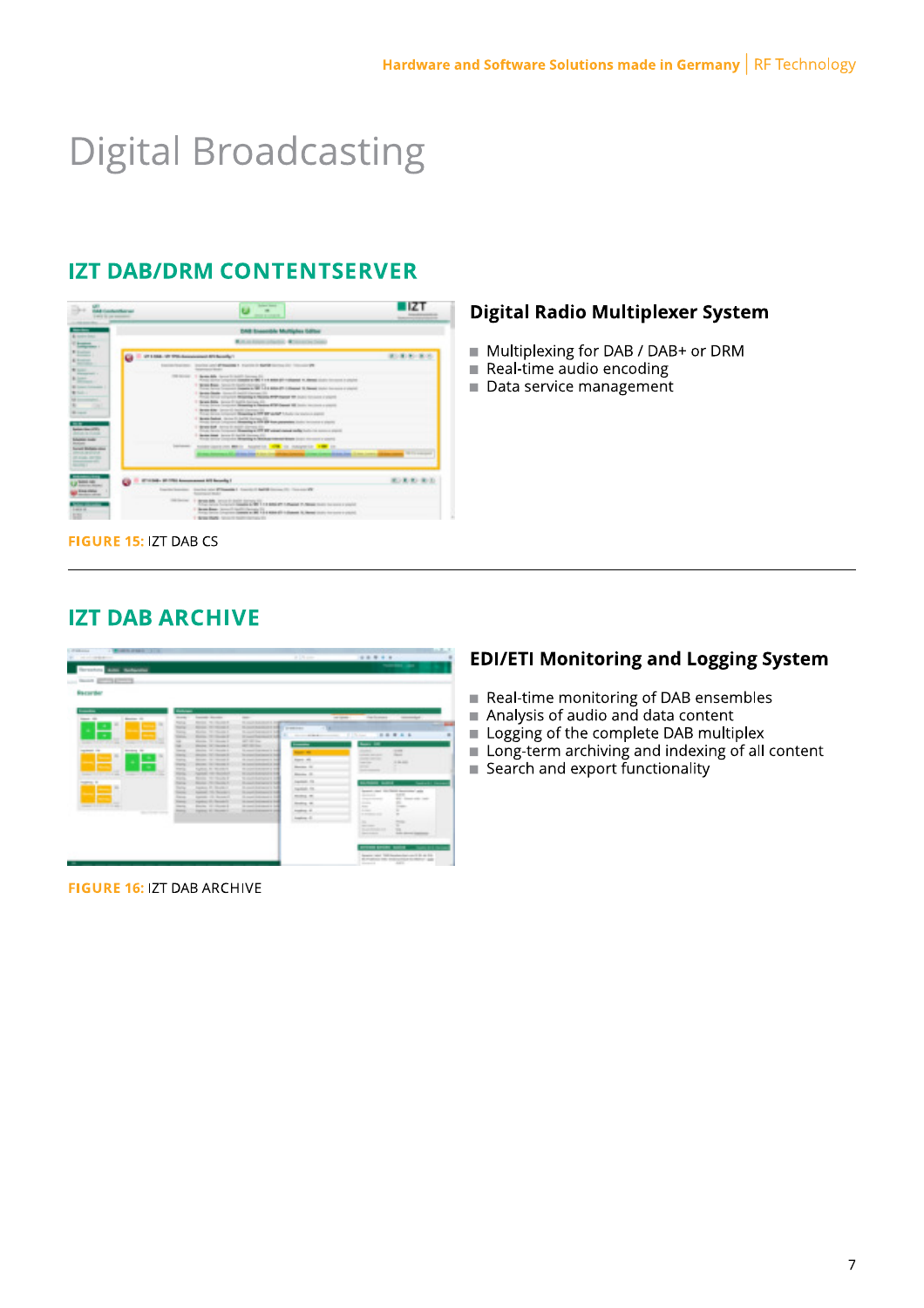# Digital Broadcasting

## IZT DAB/DRM CONTENTSERVER

### Digital Radio Multiplexer System

- Multiplexing for DAB / DAB+ or DRM
- Real-time audio encoding
- Data service management

FIGURE 15: IZT DAB CS

## IZT DAB ARCHIVE

### EDI/ETI Monitoring and Logging System

- Real-time monitoring of DAB ensembles
- Analysis of audio and data content
- Logging of the complete DAB multiplex
- Long-term archiving and indexing of all content
- Search and export functionality

FIGURE 16: IZT DAB ARCHIVE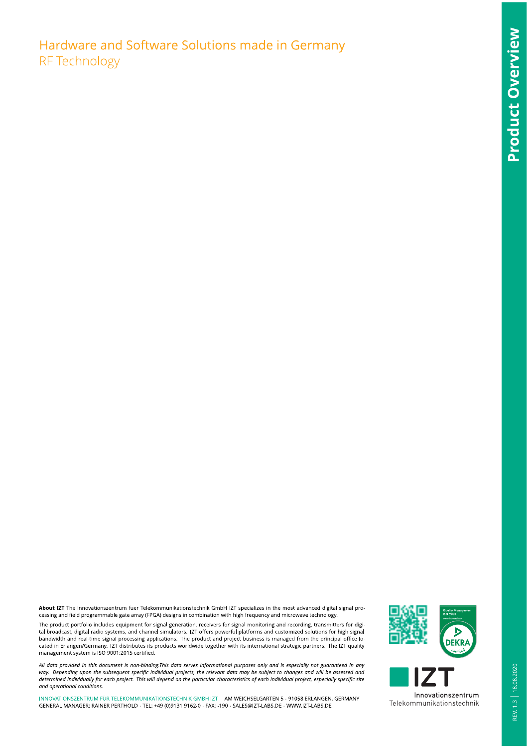# Hardware and Software Solutions made in Germany

## RF Technology

**About IZT** The Innovationszentrum fuer Telekommunikationstechnik GmbH IZT specializes in the most advanced digital signal processing and field programmable gate array (FPGA) designs in combination with high frequency and microwave technology.

The product portfolio includes equipment for signal generation, receivers for signal monitoring and recording, transmitters for digital broadcast, digital radio systems, and channel simulators. IZT offers powerful platforms and customized solutions for high signal bandwidth and real-time signal processing applications. The product and project business is managed from the principal office located in Erlangen/Germany. IZT distributes its products worldwide together with its international strategic partners. The IZT quality management system is ISO 9001:2015 certified.

*All data provided in this document is non-binding.This data serves informational purposes only and is especially not guaranteed in any way. Depending upon the subsequent specific individual projects, the relevant data may be subject to changes and will be assessed and determined individually for each project. This will depend on the particular characteristics of each individual project, especially specific site and operational conditions.*

INNOVATIONSZENTRUM FÜR TELEKOMMUNIKATIONSTECHNIK GMBH IZT · AM WEICHSELGARTEN 5 · 91058 ERLANGEN, GERMANY
GENERAL MANAGER: RAINER PERTHOLD · TEL: +49 (0)9131 9162-0 · FAX: -190 · SALES@IZT-LABS.DE · WWW.IZT-LABS.DE

IZT
Innovationszentrum
Telekommunikationstechnik

Product Overview

REV. 1.3 | 18.08.2020